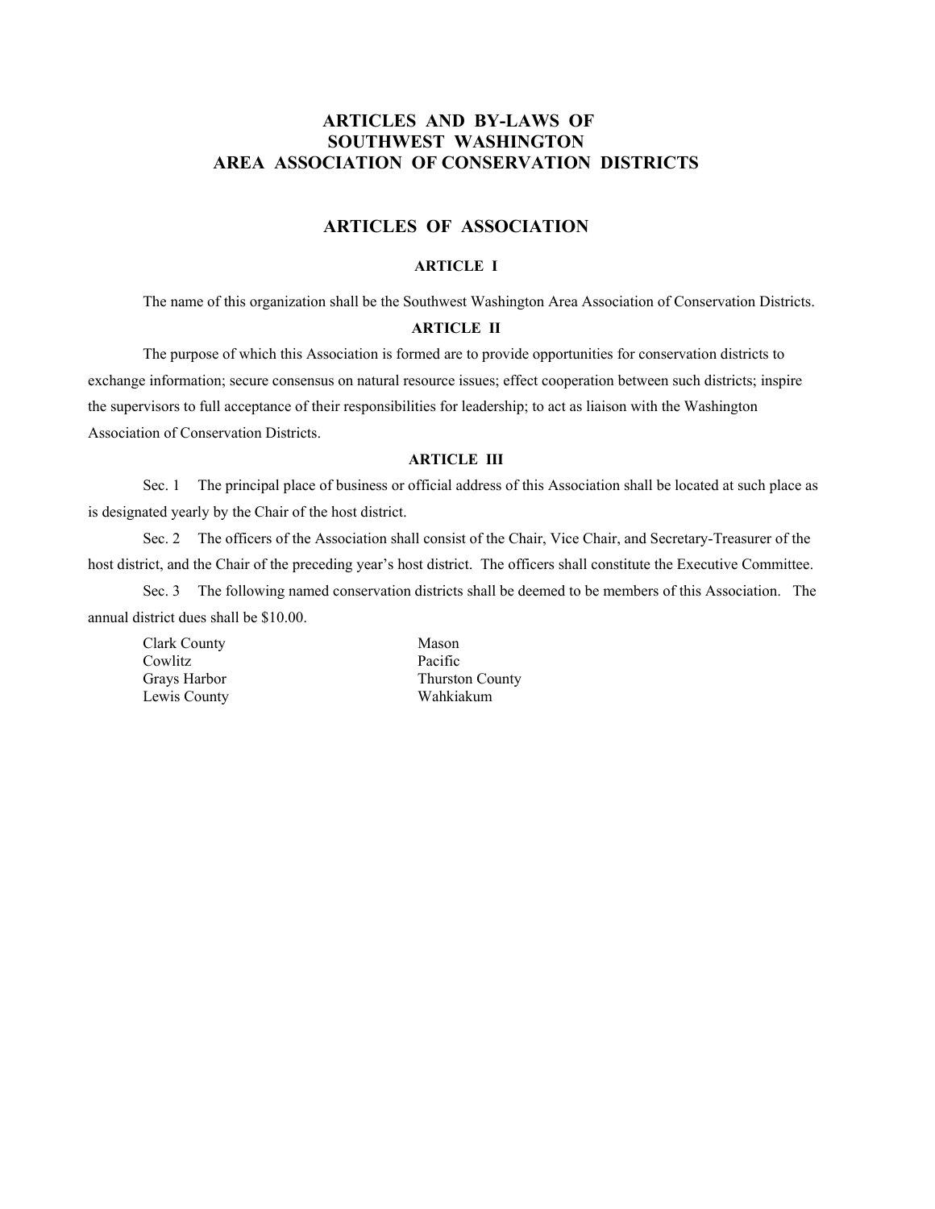# ARTICLES AND BY-LAWS OF SOUTHWEST WASHINGTON AREA ASSOCIATION OF CONSERVATION DISTRICTS

## ARTICLES OF ASSOCIATION

### ARTICLE I

The name of this organization shall be the Southwest Washington Area Association of Conservation Districts.

### ARTICLE II

The purpose of which this Association is formed are to provide opportunities for conservation districts to exchange information; secure consensus on natural resource issues; effect cooperation between such districts; inspire the supervisors to full acceptance of their responsibilities for leadership; to act as liaison with the Washington Association of Conservation Districts.

### ARTICLE III

Sec. 1 The principal place of business or official address of this Association shall be located at such place as is designated yearly by the Chair of the host district.

Sec. 2 The officers of the Association shall consist of the Chair, Vice Chair, and Secretary-Treasurer of the host district, and the Chair of the preceding year's host district. The officers shall constitute the Executive Committee.

Sec. 3 The following named conservation districts shall be deemed to be members of this Association. The annual district dues shall be $10.00.

- Clark County
- Cowlitz
- Grays Harbor
- Lewis County
- Mason
- Pacific
- Thurston County
- Wahkiakum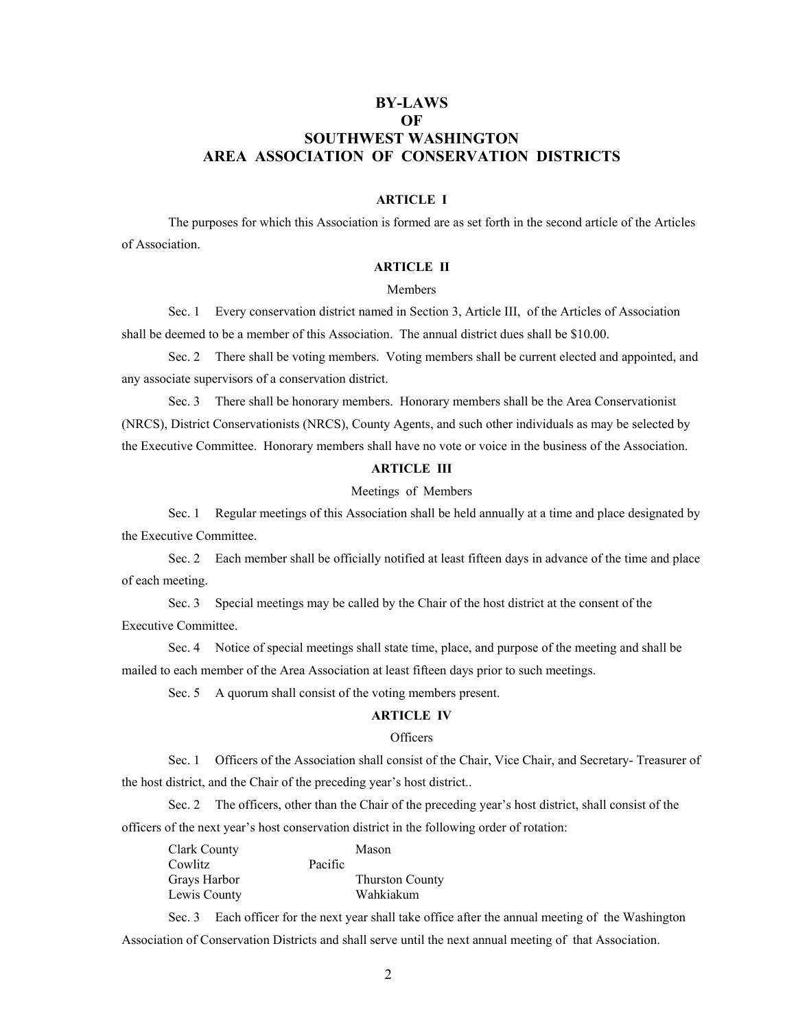# BY-LAWS OF SOUTHWEST WASHINGTON AREA ASSOCIATION OF CONSERVATION DISTRICTS

## ARTICLE I

The purposes for which this Association is formed are as set forth in the second article of the Articles of Association.

## ARTICLE II

### Members

Sec. 1 Every conservation district named in Section 3, Article III, of the Articles of Association shall be deemed to be a member of this Association. The annual district dues shall be $10.00.

Sec. 2 There shall be voting members. Voting members shall be current elected and appointed, and any associate supervisors of a conservation district.

Sec. 3 There shall be honorary members. Honorary members shall be the Area Conservationist (NRCS), District Conservationists (NRCS), County Agents, and such other individuals as may be selected by the Executive Committee. Honorary members shall have no vote or voice in the business of the Association.

## ARTICLE III

### Meetings of Members

Sec. 1 Regular meetings of this Association shall be held annually at a time and place designated by the Executive Committee.

Sec. 2 Each member shall be officially notified at least fifteen days in advance of the time and place of each meeting.

Sec. 3 Special meetings may be called by the Chair of the host district at the consent of the Executive Committee.

Sec. 4 Notice of special meetings shall state time, place, and purpose of the meeting and shall be mailed to each member of the Area Association at least fifteen days prior to such meetings.

Sec. 5 A quorum shall consist of the voting members present.

## ARTICLE IV

### Officers

Sec. 1 Officers of the Association shall consist of the Chair, Vice Chair, and Secretary- Treasurer of the host district, and the Chair of the preceding year's host district..

Sec. 2 The officers, other than the Chair of the preceding year's host district, shall consist of the officers of the next year's host conservation district in the following order of rotation:

Clark County
Cowlitz
Grays Harbor
Lewis County
Mason
Pacific
Thurston County
Wahkiakum

Sec. 3 Each officer for the next year shall take office after the annual meeting of the Washington Association of Conservation Districts and shall serve until the next annual meeting of that Association.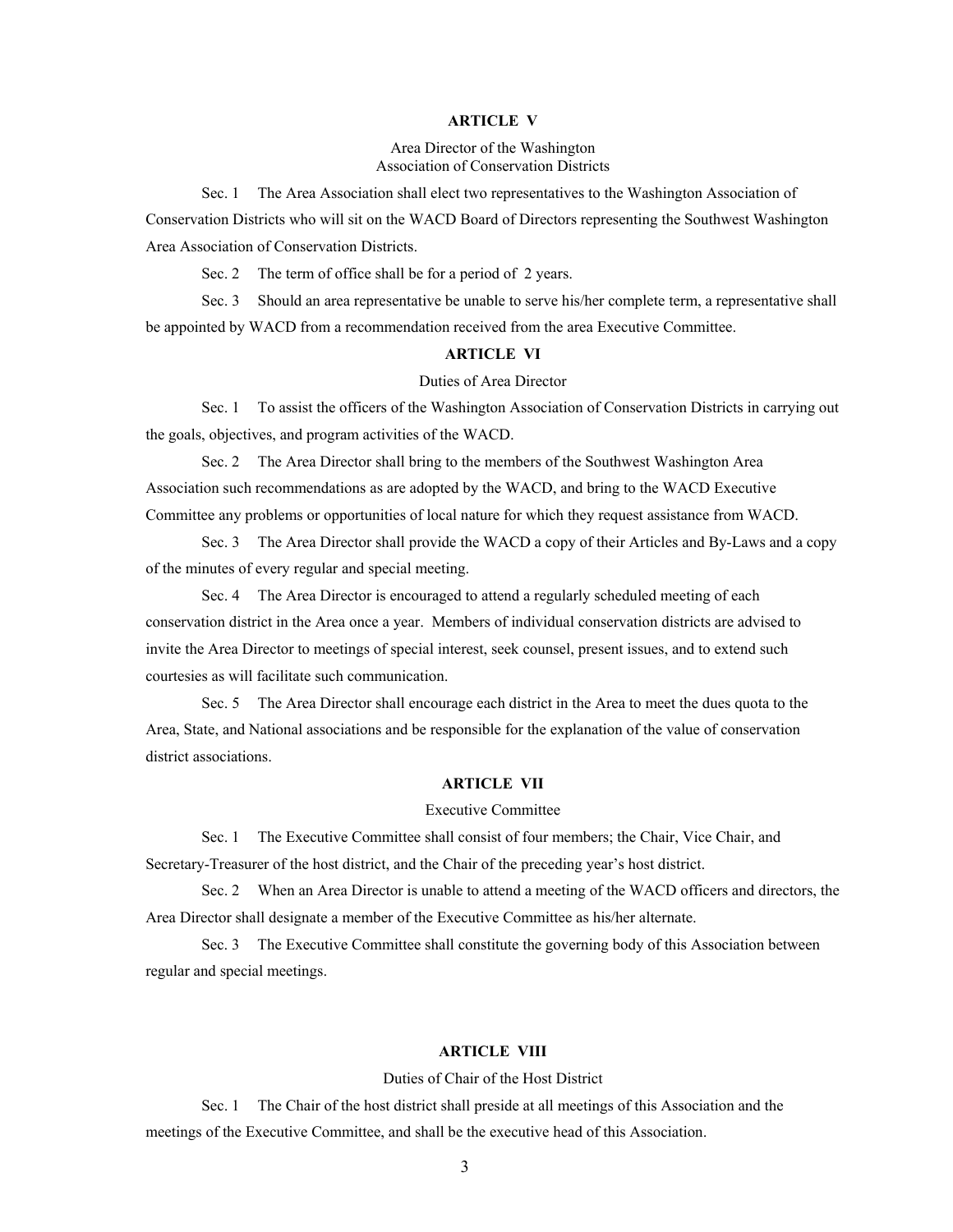## ARTICLE V

### Area Director of the Washington Association of Conservation Districts

Sec. 1 The Area Association shall elect two representatives to the Washington Association of Conservation Districts who will sit on the WACD Board of Directors representing the Southwest Washington Area Association of Conservation Districts.

Sec. 2 The term of office shall be for a period of 2 years.

Sec. 3 Should an area representative be unable to serve his/her complete term, a representative shall be appointed by WACD from a recommendation received from the area Executive Committee.

## ARTICLE VI

### Duties of Area Director

Sec. 1 To assist the officers of the Washington Association of Conservation Districts in carrying out the goals, objectives, and program activities of the WACD.

Sec. 2 The Area Director shall bring to the members of the Southwest Washington Area Association such recommendations as are adopted by the WACD, and bring to the WACD Executive Committee any problems or opportunities of local nature for which they request assistance from WACD.

Sec. 3 The Area Director shall provide the WACD a copy of their Articles and By-Laws and a copy of the minutes of every regular and special meeting.

Sec. 4 The Area Director is encouraged to attend a regularly scheduled meeting of each conservation district in the Area once a year. Members of individual conservation districts are advised to invite the Area Director to meetings of special interest, seek counsel, present issues, and to extend such courtesies as will facilitate such communication.

Sec. 5 The Area Director shall encourage each district in the Area to meet the dues quota to the Area, State, and National associations and be responsible for the explanation of the value of conservation district associations.

## ARTICLE VII

### Executive Committee

Sec. 1 The Executive Committee shall consist of four members; the Chair, Vice Chair, and Secretary-Treasurer of the host district, and the Chair of the preceding year's host district.

Sec. 2 When an Area Director is unable to attend a meeting of the WACD officers and directors, the Area Director shall designate a member of the Executive Committee as his/her alternate.

Sec. 3 The Executive Committee shall constitute the governing body of this Association between regular and special meetings.

## ARTICLE VIII

### Duties of Chair of the Host District

Sec. 1 The Chair of the host district shall preside at all meetings of this Association and the meetings of the Executive Committee, and shall be the executive head of this Association.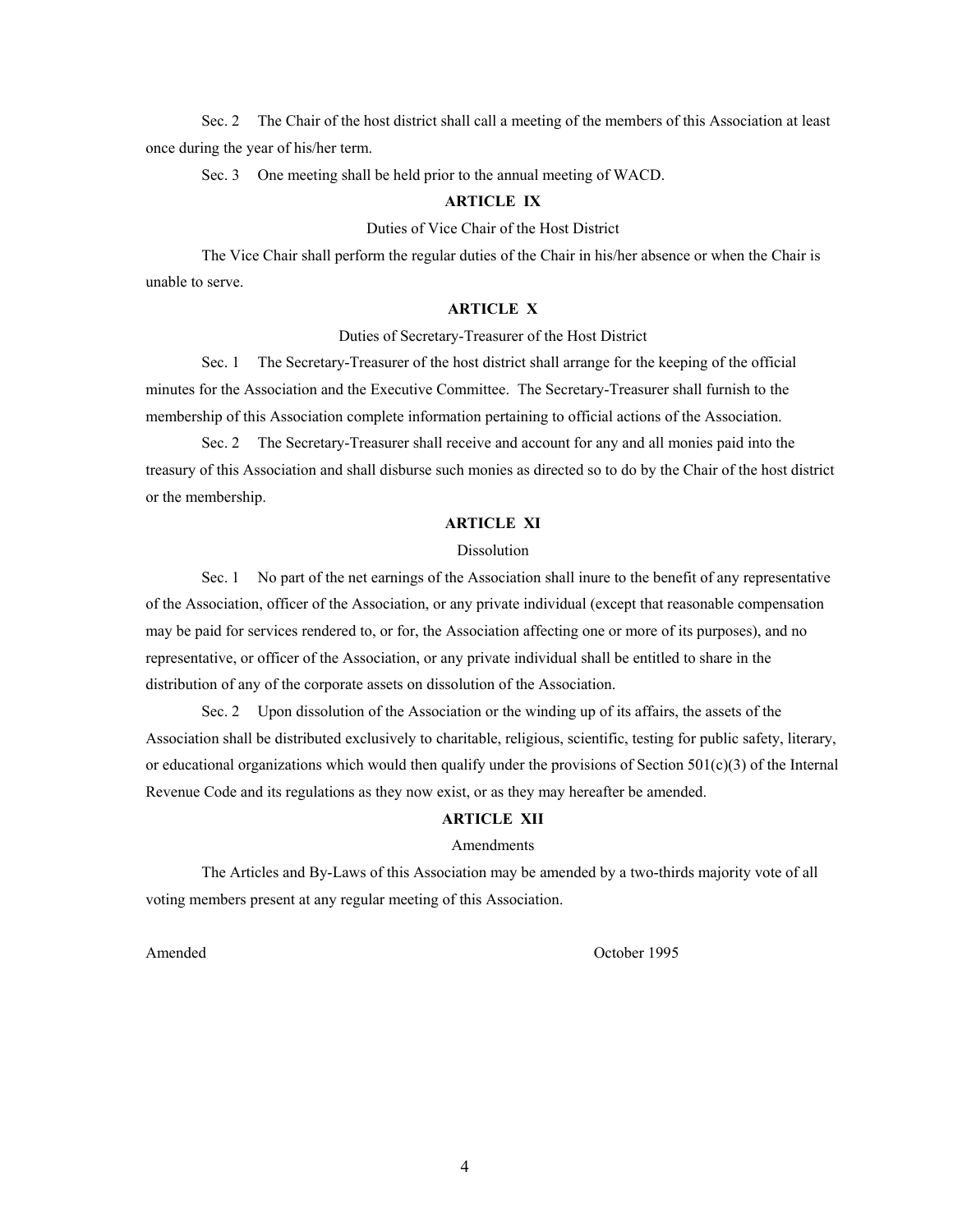Sec. 2 The Chair of the host district shall call a meeting of the members of this Association at least once during the year of his/her term.

Sec. 3 One meeting shall be held prior to the annual meeting of WACD.

## ARTICLE IX

Duties of Vice Chair of the Host District

The Vice Chair shall perform the regular duties of the Chair in his/her absence or when the Chair is unable to serve.

## ARTICLE X

Duties of Secretary-Treasurer of the Host District

Sec. 1 The Secretary-Treasurer of the host district shall arrange for the keeping of the official minutes for the Association and the Executive Committee. The Secretary-Treasurer shall furnish to the membership of this Association complete information pertaining to official actions of the Association.

Sec. 2 The Secretary-Treasurer shall receive and account for any and all monies paid into the treasury of this Association and shall disburse such monies as directed so to do by the Chair of the host district or the membership.

## ARTICLE XI

Dissolution

Sec. 1 No part of the net earnings of the Association shall inure to the benefit of any representative of the Association, officer of the Association, or any private individual (except that reasonable compensation may be paid for services rendered to, or for, the Association affecting one or more of its purposes), and no representative, or officer of the Association, or any private individual shall be entitled to share in the distribution of any of the corporate assets on dissolution of the Association.

Sec. 2 Upon dissolution of the Association or the winding up of its affairs, the assets of the Association shall be distributed exclusively to charitable, religious, scientific, testing for public safety, literary, or educational organizations which would then qualify under the provisions of Section 501(c)(3) of the Internal Revenue Code and its regulations as they now exist, or as they may hereafter be amended.

## ARTICLE XII

Amendments

The Articles and By-Laws of this Association may be amended by a two-thirds majority vote of all voting members present at any regular meeting of this Association.

Amended October 1995